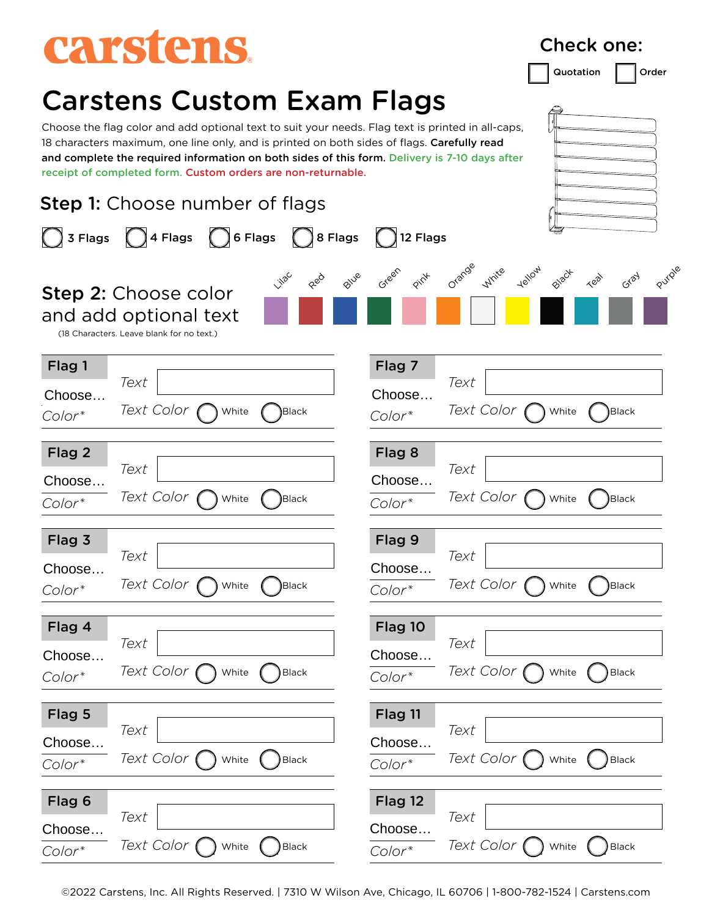# carstens

**Check one:**

☐ Quotation ☐ Order

# Carstens Custom Exam Flags

Choose the flag color and add optional text to suit your needs. Flag text is printed in all-caps, 18 characters maximum, one line only, and is printed on both sides of flags. **Carefully read and complete the required information on both sides of this form.** Delivery is 7-10 days after receipt of completed form. Custom orders are non-returnable.

## Step 1: Choose number of flags

○ 3 Flags ○ 4 Flags ○ 6 Flags ○ 8 Flags ○ 12 Flags

## Step 2: Choose color and add optional text

(18 Characters. Leave blank for no text.)

Colors: Lilac, Red, Blue, Green, Pink, Orange, White, Yellow, Black, Teal, Gray, Purple

| Flag | Choose... Color* | Text | Text Color |
|---|---|---|---|
| Flag 1 | | | ○ White ○ Black |
| Flag 2 | | | ○ White ○ Black |
| Flag 3 | | | ○ White ○ Black |
| Flag 4 | | | ○ White ○ Black |
| Flag 5 | | | ○ White ○ Black |
| Flag 6 | | | ○ White ○ Black |
| Flag 7 | | | ○ White ○ Black |
| Flag 8 | | | ○ White ○ Black |
| Flag 9 | | | ○ White ○ Black |
| Flag 10 | | | ○ White ○ Black |
| Flag 11 | | | ○ White ○ Black |
| Flag 12 | | | ○ White ○ Black |

©2022 Carstens, Inc. All Rights Reserved. | 7310 W Wilson Ave, Chicago, IL 60706 | 1-800-782-1524 | Carstens.com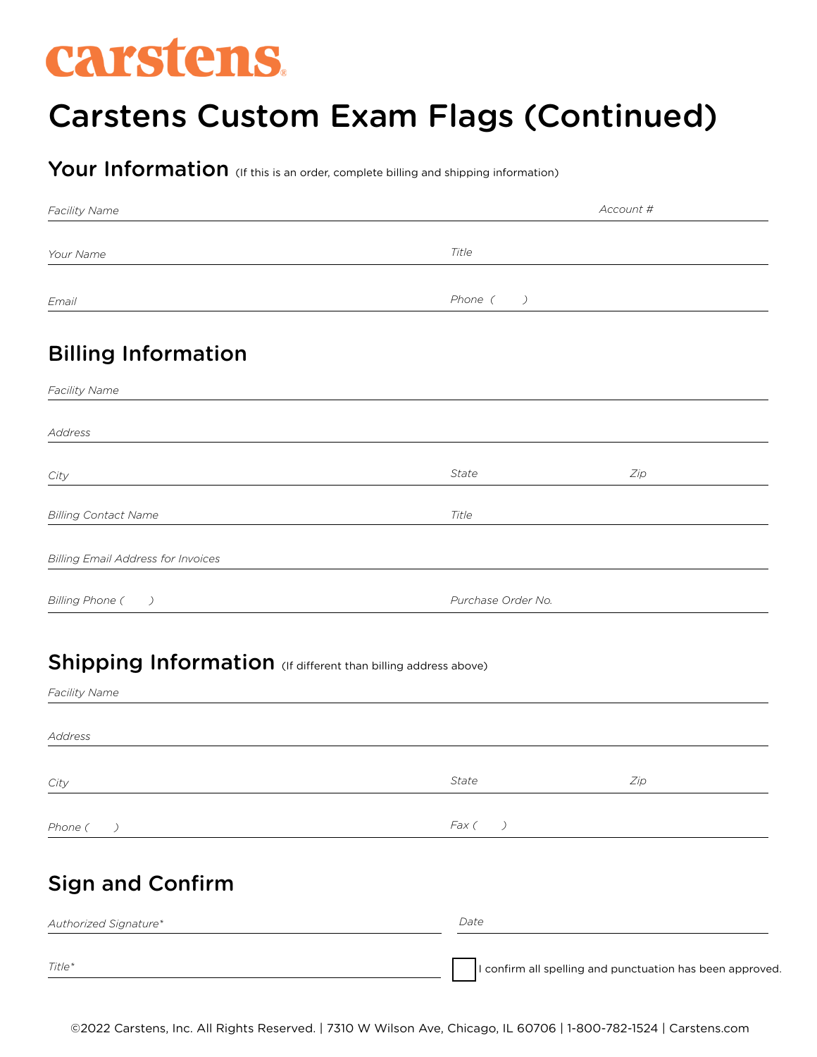carstens®

# Carstens Custom Exam Flags (Continued)

## Your Information (If this is an order, complete billing and shipping information)

*Facility Name* *Account #*

*Your Name* *Title*

*Email* *Phone ( )*

## Billing Information

*Facility Name*

*Address*

*City* *State* *Zip*

*Billing Contact Name* *Title*

*Billing Email Address for Invoices*

*Billing Phone ( )* *Purchase Order No.*

## Shipping Information (If different than billing address above)

*Facility Name*

*Address*

*City* *State* *Zip*

*Phone ( )* *Fax ( )*

## Sign and Confirm

*Authorized Signature** *Date*

*Title**

☐ I confirm all spelling and punctuation has been approved.

©2022 Carstens, Inc. All Rights Reserved. | 7310 W Wilson Ave, Chicago, IL 60706 | 1-800-782-1524 | Carstens.com